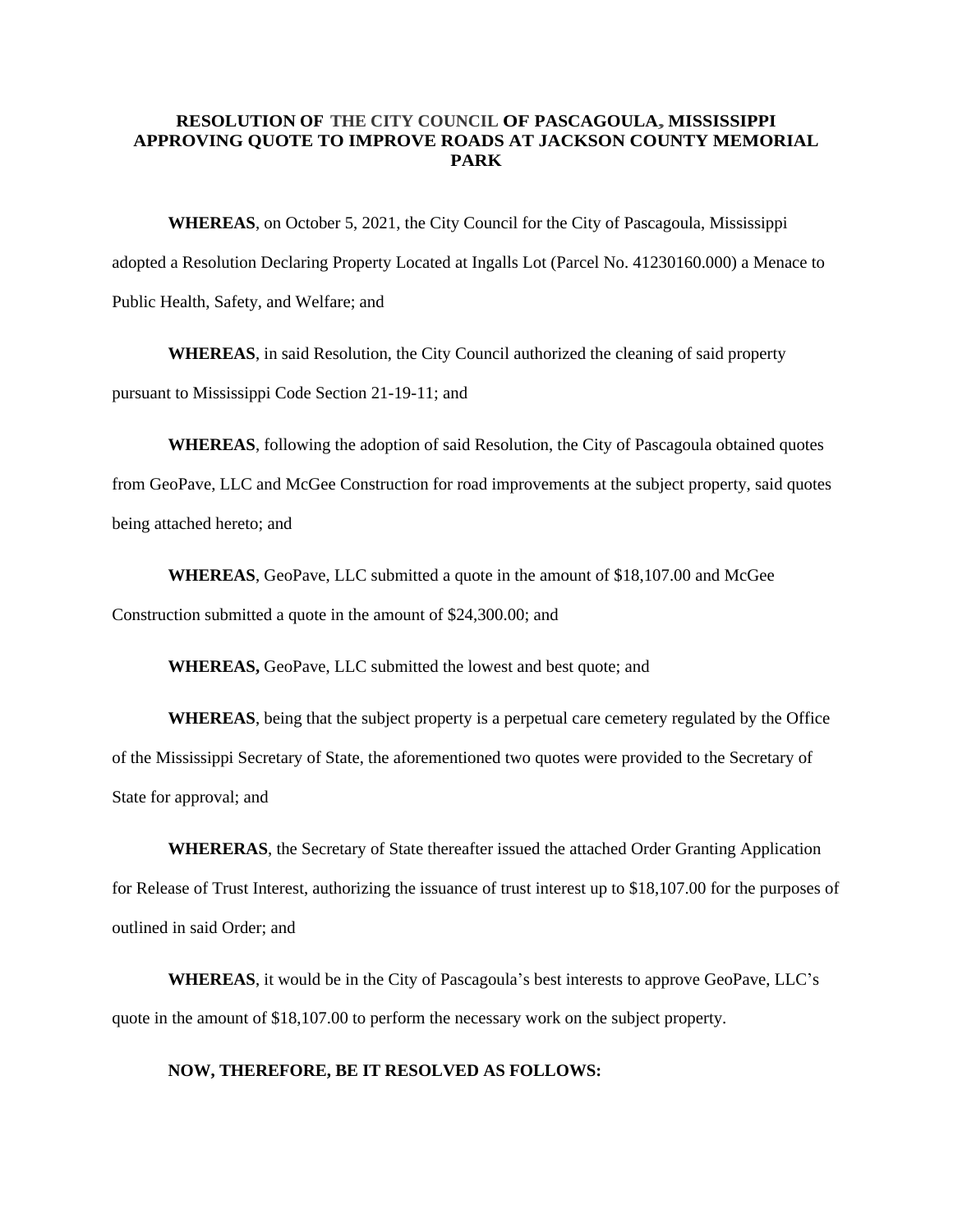**RESOLUTION OF THE CITY COUNCIL OF PASCAGOULA, MISSISSIPPI APPROVING QUOTE TO IMPROVE ROADS AT JACKSON COUNTY MEMORIAL PARK**

**WHEREAS**, on October 5, 2021, the City Council for the City of Pascagoula, Mississippi adopted a Resolution Declaring Property Located at Ingalls Lot (Parcel No. 41230160.000) a Menace to Public Health, Safety, and Welfare; and

**WHEREAS**, in said Resolution, the City Council authorized the cleaning of said property pursuant to Mississippi Code Section 21-19-11; and

**WHEREAS**, following the adoption of said Resolution, the City of Pascagoula obtained quotes from GeoPave, LLC and McGee Construction for road improvements at the subject property, said quotes being attached hereto; and

**WHEREAS**, GeoPave, LLC submitted a quote in the amount of $18,107.00 and McGee Construction submitted a quote in the amount of $24,300.00; and

**WHEREAS,** GeoPave, LLC submitted the lowest and best quote; and

**WHEREAS**, being that the subject property is a perpetual care cemetery regulated by the Office of the Mississippi Secretary of State, the aforementioned two quotes were provided to the Secretary of State for approval; and

**WHERERAS**, the Secretary of State thereafter issued the attached Order Granting Application for Release of Trust Interest, authorizing the issuance of trust interest up to $18,107.00 for the purposes of outlined in said Order; and

**WHEREAS**, it would be in the City of Pascagoula's best interests to approve GeoPave, LLC's quote in the amount of $18,107.00 to perform the necessary work on the subject property.

**NOW, THEREFORE, BE IT RESOLVED AS FOLLOWS:**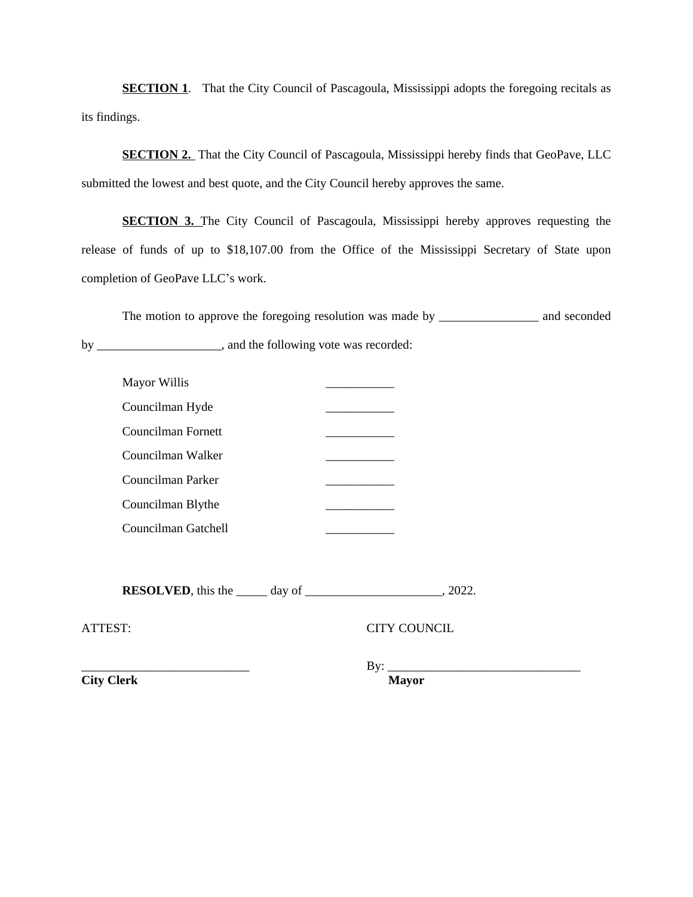**SECTION 1**. That the City Council of Pascagoula, Mississippi adopts the foregoing recitals as its findings.

**SECTION 2.** That the City Council of Pascagoula, Mississippi hereby finds that GeoPave, LLC submitted the lowest and best quote, and the City Council hereby approves the same.

**SECTION 3.** The City Council of Pascagoula, Mississippi hereby approves requesting the release of funds of up to $18,107.00 from the Office of the Mississippi Secretary of State upon completion of GeoPave LLC's work.

The motion to approve the foregoing resolution was made by ________________ and seconded by ____________________, and the following vote was recorded:

| | |
|---|---|
| Mayor Willis | ___________ |
| Councilman Hyde | ___________ |
| Councilman Fornett | ___________ |
| Councilman Walker | ___________ |
| Councilman Parker | ___________ |
| Councilman Blythe | ___________ |
| Councilman Gatchell | ___________ |

**RESOLVED**, this the _____ day of ______________________, 2022.

ATTEST:

___________________________
**City Clerk**

CITY COUNCIL

By: ________________________________
**Mayor**